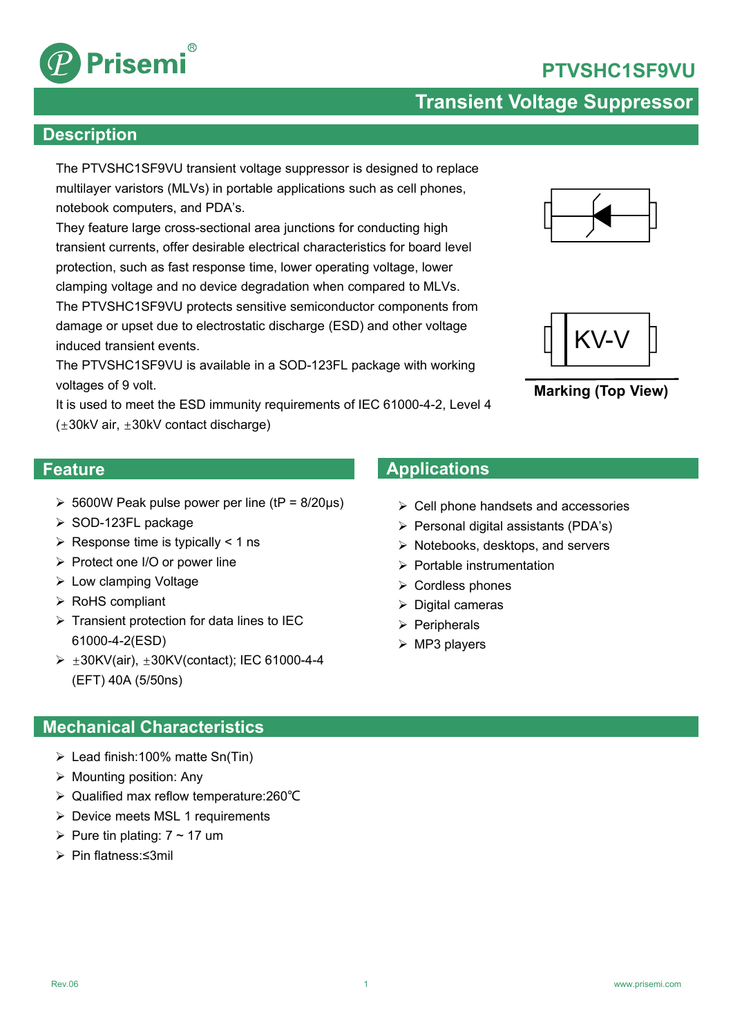# PTVSHC1SF9VU

## Transient Voltage Suppressor

## Description

The PTVSHC1SF9VU transient voltage suppressor is designed to replace multilayer varistors (MLVs) in portable applications such as cell phones, notebook computers, and PDA's.

They feature large cross-sectional area junctions for conducting high transient currents, offer desirable electrical characteristics for board level protection, such as fast response time, lower operating voltage, lower clamping voltage and no device degradation when compared to MLVs.

The PTVSHC1SF9VU protects sensitive semiconductor components from damage or upset due to electrostatic discharge (ESD) and other voltage induced transient events.

The PTVSHC1SF9VU is available in a SOD-123FL package with working voltages of 9 volt.

It is used to meet the ESD immunity requirements of IEC 61000-4-2, Level 4 (±30kV air, ±30kV contact discharge)

KV-V

**Marking (Top View)**

## Feature

- 5600W Peak pulse power per line (tP = 8/20μs)
- SOD-123FL package
- Response time is typically < 1 ns
- Protect one I/O or power line
- Low clamping Voltage
- RoHS compliant
- Transient protection for data lines to IEC 61000-4-2(ESD)
- ±30KV(air), ±30KV(contact); IEC 61000-4-4 (EFT) 40A (5/50ns)

## Applications

- Cell phone handsets and accessories
- Personal digital assistants (PDA's)
- Notebooks, desktops, and servers
- Portable instrumentation
- Cordless phones
- Digital cameras
- Peripherals
- MP3 players

## Mechanical Characteristics

- Lead finish:100% matte Sn(Tin)
- Mounting position: Any
- Qualified max reflow temperature:260℃
- Device meets MSL 1 requirements
- Pure tin plating: 7 ~ 17 um
- Pin flatness:≤3mil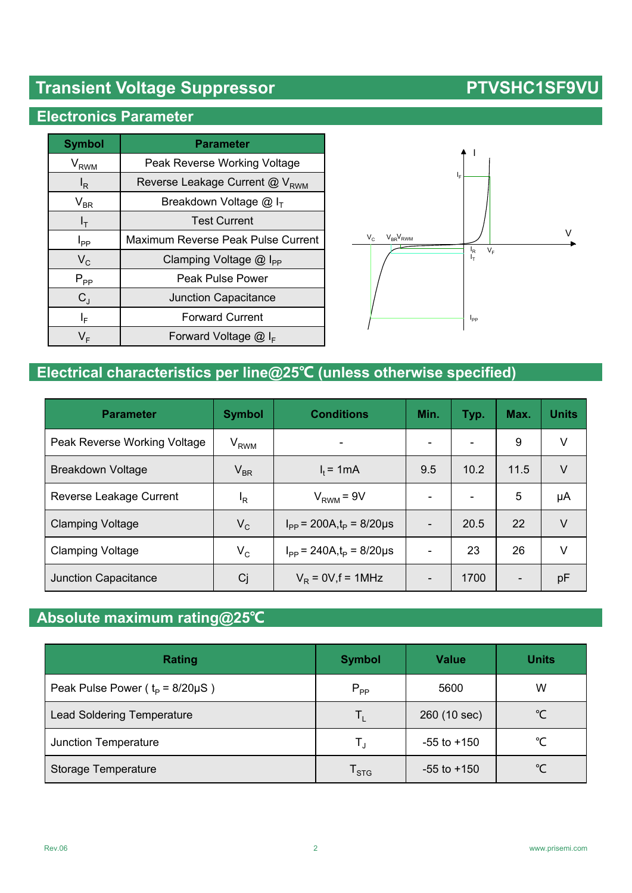# Transient Voltage Suppressor — PTVSHC1SF9VU

## Electronics Parameter

| Symbol | Parameter |
|---|---|
| $V_{RWM}$ | Peak Reverse Working Voltage |
| $I_R$ | Reverse Leakage Current @ $V_{RWM}$ |
| $V_{BR}$ | Breakdown Voltage @ $I_T$ |
| $I_T$ | Test Current |
| $I_{PP}$ | Maximum Reverse Peak Pulse Current |
| $V_C$ | Clamping Voltage @ $I_{PP}$ |
| $P_{PP}$ | Peak Pulse Power |
| $C_J$ | Junction Capacitance |
| $I_F$ | Forward Current |
| $V_F$ | Forward Voltage @ $I_F$ |

## Electrical characteristics per line@25℃ (unless otherwise specified)

| Parameter | Symbol | Conditions | Min. | Typ. | Max. | Units |
|---|---|---|---|---|---|---|
| Peak Reverse Working Voltage | $V_{RWM}$ | - | - | - | 9 | V |
| Breakdown Voltage | $V_{BR}$ | $I_t$ = 1mA | 9.5 | 10.2 | 11.5 | V |
| Reverse Leakage Current | $I_R$ | $V_{RWM}$ = 9V | - | - | 5 | μA |
| Clamping Voltage | $V_C$ | $I_{PP}$ = 200A,$t_P$ = 8/20μs | - | 20.5 | 22 | V |
| Clamping Voltage | $V_C$ | $I_{PP}$ = 240A,$t_P$ = 8/20μs | - | 23 | 26 | V |
| Junction Capacitance | Cj | $V_R$ = 0V,f = 1MHz | - | 1700 | - | pF |

## Absolute maximum rating@25℃

| Rating | Symbol | Value | Units |
|---|---|---|---|
| Peak Pulse Power ( $t_P$ = 8/20μS ) | $P_{PP}$ | 5600 | W |
| Lead Soldering Temperature | $T_L$ | 260 (10 sec) | ℃ |
| Junction Temperature | $T_J$ | -55 to +150 | ℃ |
| Storage Temperature | $T_{STG}$ | -55 to +150 | ℃ |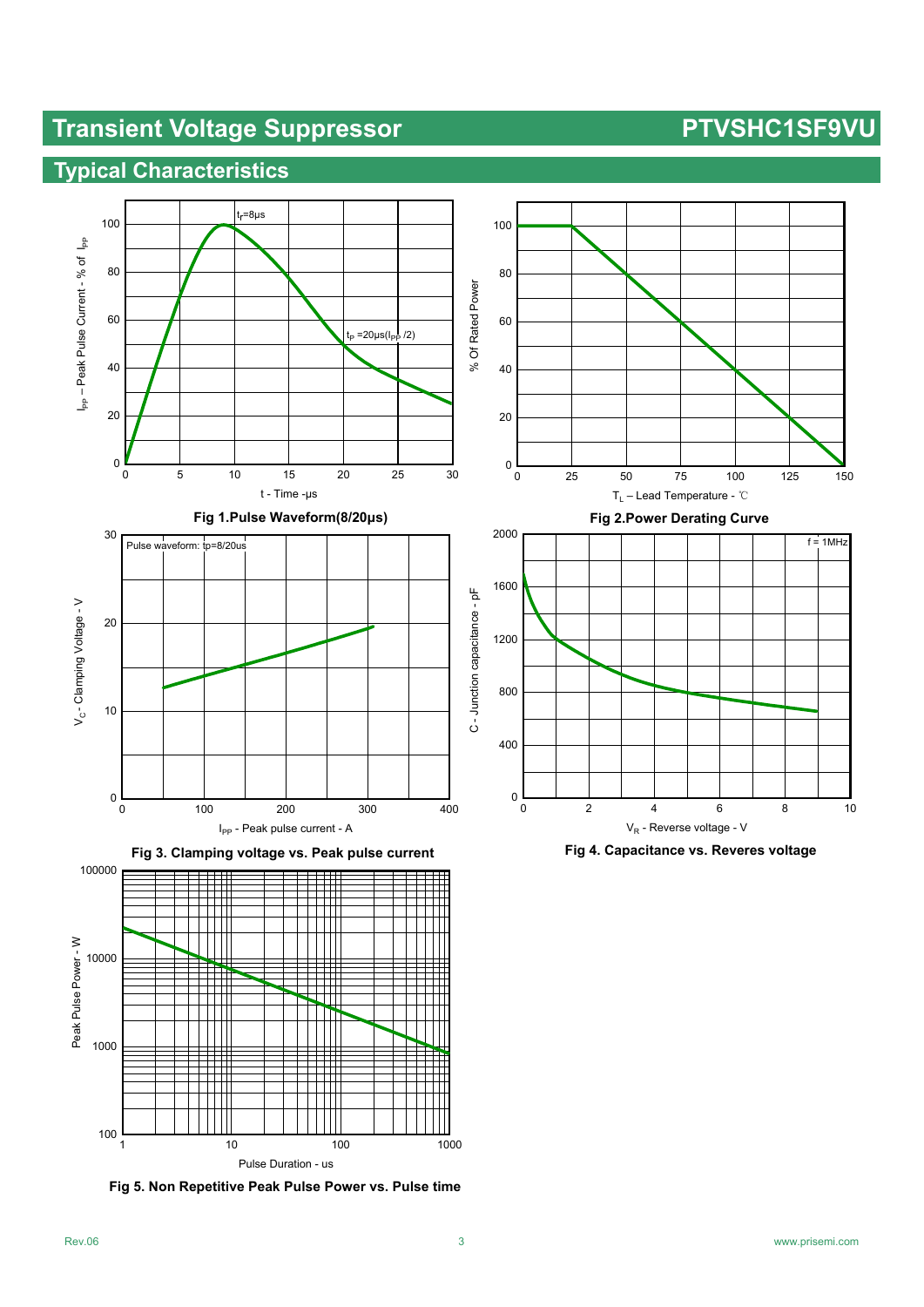## Typical Characteristics

Fig 1.Pulse Waveform(8/20μs)

Fig 2.Power Derating Curve

Fig 3. Clamping voltage vs. Peak pulse current

Fig 4. Capacitance vs. Reveres voltage

Fig 5. Non Repetitive Peak Pulse Power vs. Pulse time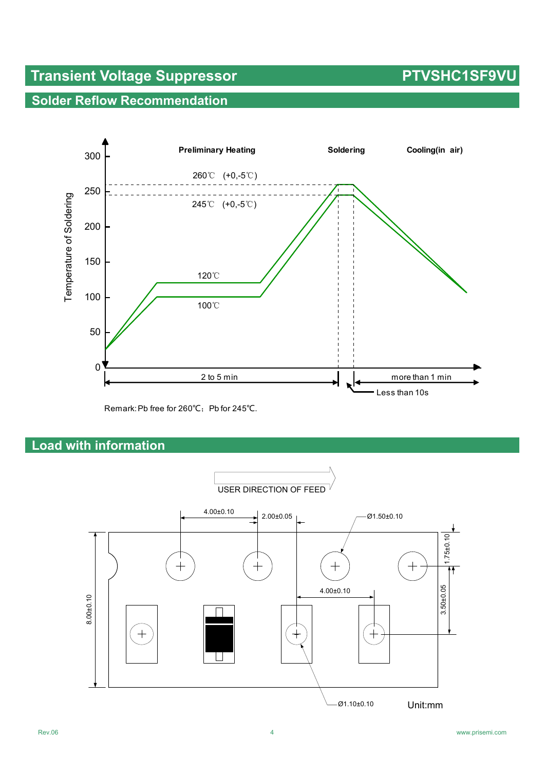## Solder Reflow Recommendation

Preliminary Heating | Soldering | Cooling(in air)

260℃ (+0,-5℃)

245℃ (+0,-5℃)

120℃

100℃

Temperature of Soldering

2 to 5 min | Less than 10s | more than 1 min

Remark: Pb free for 260℃; Pb for 245℃.

## Load with information

USER DIRECTION OF FEED

4.00±0.10 | 2.00±0.05 | Ø1.50±0.10 | 1.75±0.10 | 3.50±0.05 | 4.00±0.10 | 8.00±0.10 | Ø1.10±0.10

Unit:mm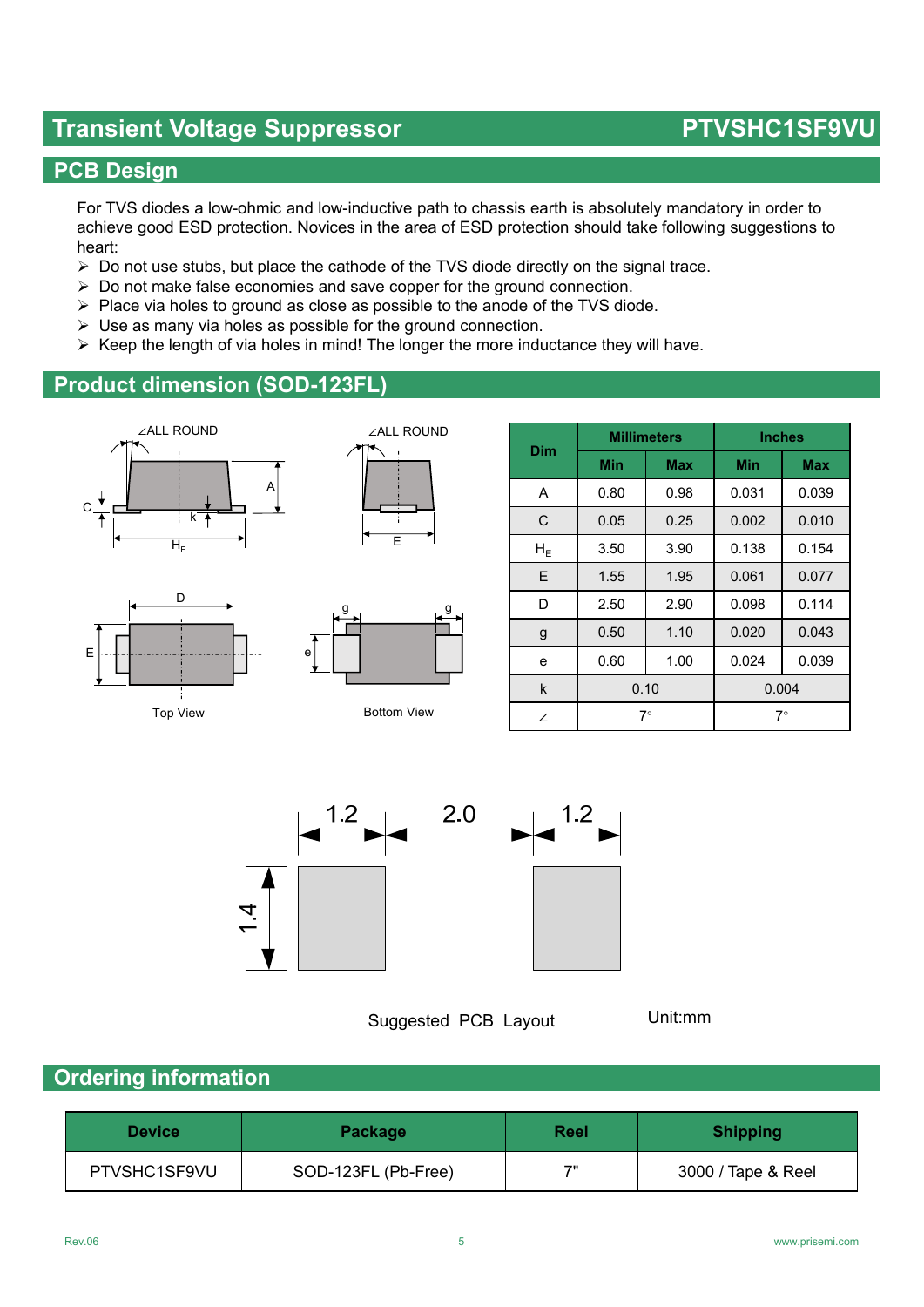# Transient Voltage Suppressor PTVSHC1SF9VU

## PCB Design

For TVS diodes a low-ohmic and low-inductive path to chassis earth is absolutely mandatory in order to achieve good ESD protection. Novices in the area of ESD protection should take following suggestions to heart:

- Do not use stubs, but place the cathode of the TVS diode directly on the signal trace.
- Do not make false economies and save copper for the ground connection.
- Place via holes to ground as close as possible to the anode of the TVS diode.
- Use as many via holes as possible for the ground connection.
- Keep the length of via holes in mind! The longer the more inductance they will have.

## Product dimension (SOD-123FL)

Top View

Bottom View

| Dim | Millimeters | | Inches | |
|---|---|---|---|---|
| | Min | Max | Min | Max |
| A | 0.80 | 0.98 | 0.031 | 0.039 |
| C | 0.05 | 0.25 | 0.002 | 0.010 |
| $H_E$ | 3.50 | 3.90 | 0.138 | 0.154 |
| E | 1.55 | 1.95 | 0.061 | 0.077 |
| D | 2.50 | 2.90 | 0.098 | 0.114 |
| g | 0.50 | 1.10 | 0.020 | 0.043 |
| e | 0.60 | 1.00 | 0.024 | 0.039 |
| k | 0.10 | | 0.004 | |
| ∠ | 7° | | 7° | |

Suggested PCB Layout Unit:mm

## Ordering information

| Device | Package | Reel | Shipping |
|---|---|---|---|
| PTVSHC1SF9VU | SOD-123FL (Pb-Free) | 7" | 3000 / Tape & Reel |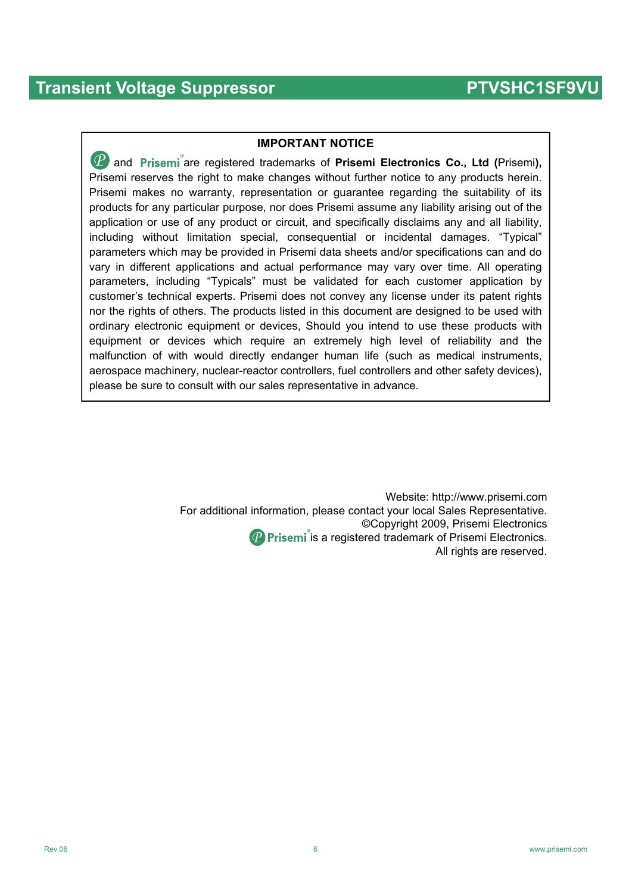## IMPORTANT NOTICE

and **Prisemi**® are registered trademarks of **Prisemi Electronics Co., Ltd (**Prisemi**),** Prisemi reserves the right to make changes without further notice to any products herein. Prisemi makes no warranty, representation or guarantee regarding the suitability of its products for any particular purpose, nor does Prisemi assume any liability arising out of the application or use of any product or circuit, and specifically disclaims any and all liability, including without limitation special, consequential or incidental damages. "Typical" parameters which may be provided in Prisemi data sheets and/or specifications can and do vary in different applications and actual performance may vary over time. All operating parameters, including "Typicals" must be validated for each customer application by customer's technical experts. Prisemi does not convey any license under its patent rights nor the rights of others. The products listed in this document are designed to be used with ordinary electronic equipment or devices, Should you intend to use these products with equipment or devices which require an extremely high level of reliability and the malfunction of with would directly endanger human life (such as medical instruments, aerospace machinery, nuclear-reactor controllers, fuel controllers and other safety devices), please be sure to consult with our sales representative in advance.

Website: http://www.prisemi.com
For additional information, please contact your local Sales Representative.
©Copyright 2009, Prisemi Electronics
**Prisemi**® is a registered trademark of Prisemi Electronics.
All rights are reserved.